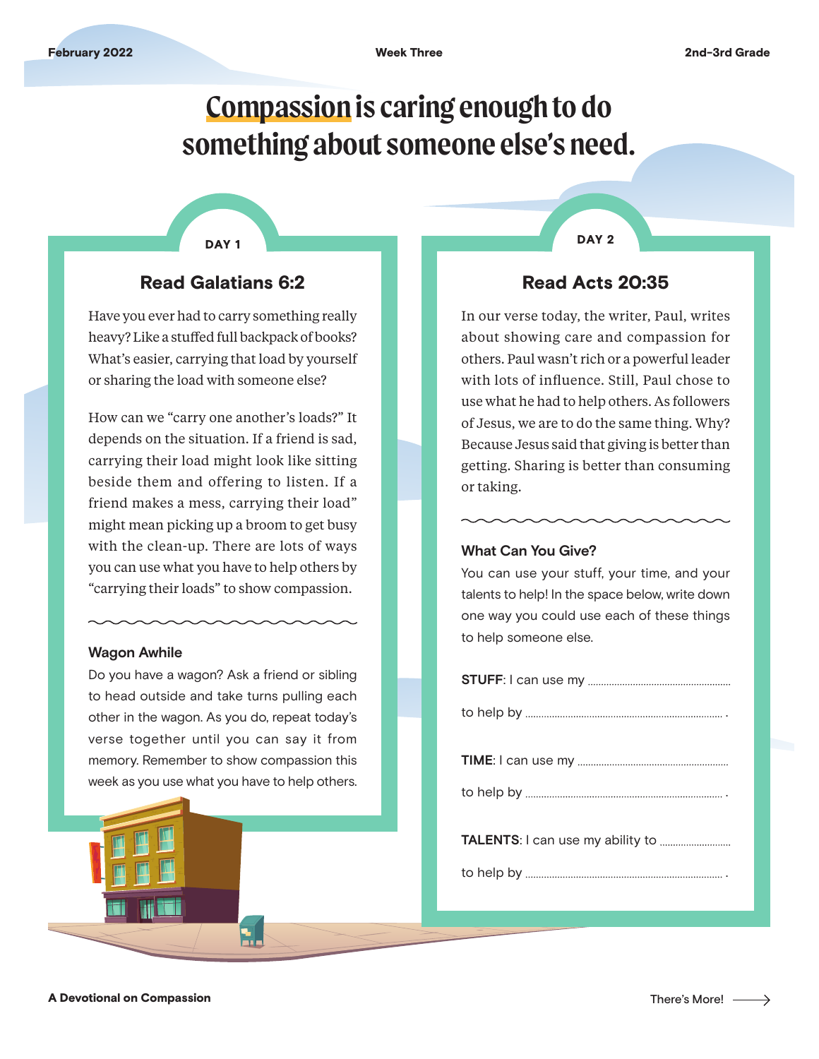# Compassion is caring enough to do something about someone else's need.

## DAY 1

### Read Galatians 6:2

Have you ever had to carry something really heavy? Like a stuffed full backpack of books? What's easier, carrying that load by yourself or sharing the load with someone else?

How can we "carry one another's loads?" It depends on the situation. If a friend is sad, carrying their load might look like sitting beside them and offering to listen. If a friend makes a mess, carrying their load" might mean picking up a broom to get busy with the clean-up. There are lots of ways you can use what you have to help others by "carrying their loads" to show compassion.

**Wagon Awhile**

Do you have a wagon? Ask a friend or sibling to head outside and take turns pulling each other in the wagon. As you do, repeat today's verse together until you can say it from memory. Remember to show compassion this week as you use what you have to help others.

## DAY 2

### Read Acts 20:35

In our verse today, the writer, Paul, writes about showing care and compassion for others. Paul wasn't rich or a powerful leader with lots of influence. Still, Paul chose to use what he had to help others. As followers of Jesus, we are to do the same thing. Why? Because Jesus said that giving is better than getting. Sharing is better than consuming or taking.

**What Can You Give?**

You can use your stuff, your time, and your talents to help! In the space below, write down one way you could use each of these things to help someone else.

**STUFF**: I can use my ..........................................

to help by .......................................................... .

**TIME**: I can use my ..........................................

to help by .......................................................... .

**TALENTS**: I can use my ability to ..........................

to help by .......................................................... .

A Devotional on Compassion

There's More!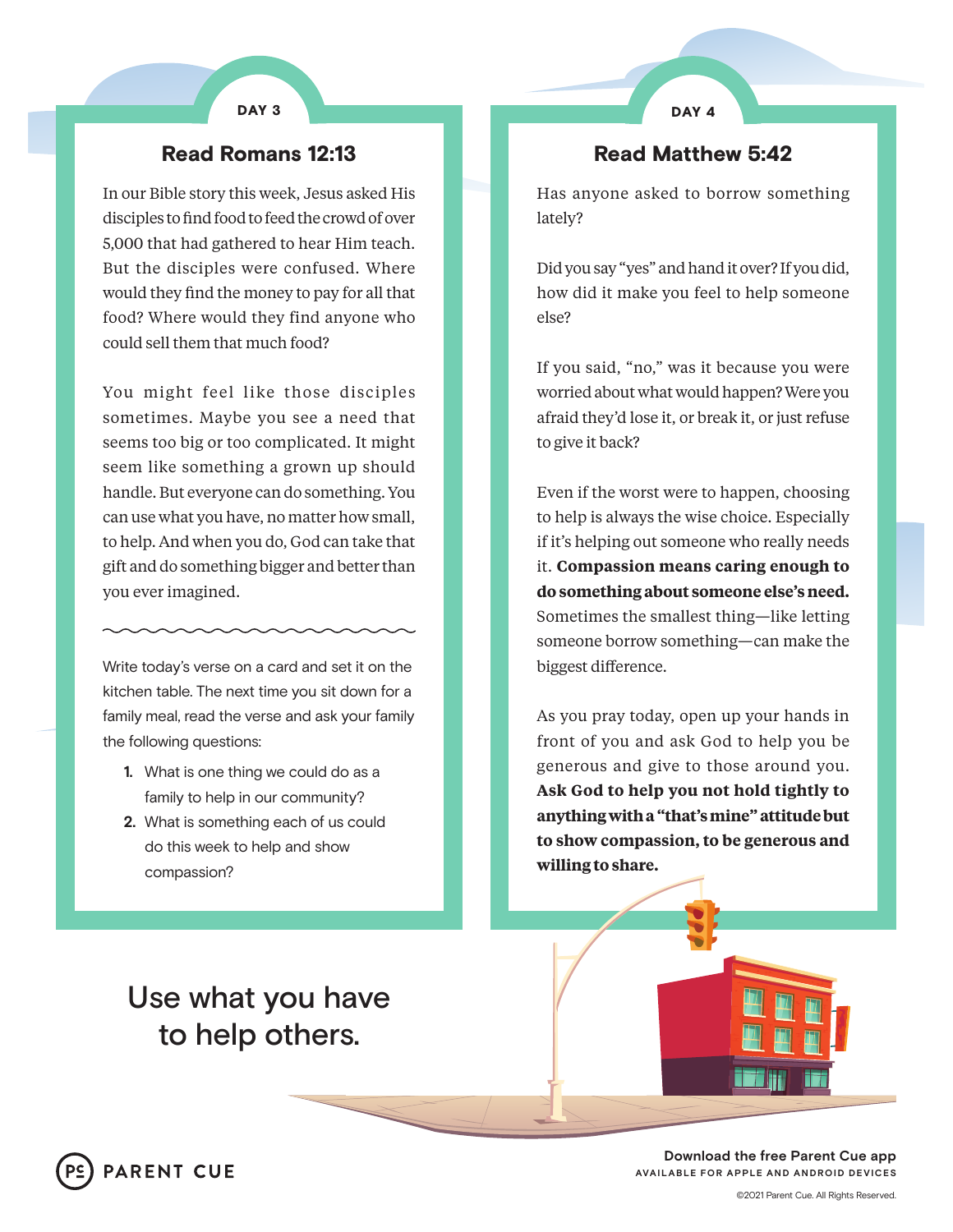DAY 3

## Read Romans 12:13

In our Bible story this week, Jesus asked His disciples to find food to feed the crowd of over 5,000 that had gathered to hear Him teach. But the disciples were confused. Where would they find the money to pay for all that food? Where would they find anyone who could sell them that much food?

You might feel like those disciples sometimes. Maybe you see a need that seems too big or too complicated. It might seem like something a grown up should handle. But everyone can do something. You can use what you have, no matter how small, to help. And when you do, God can take that gift and do something bigger and better than you ever imagined.

Write today's verse on a card and set it on the kitchen table. The next time you sit down for a family meal, read the verse and ask your family the following questions:

1. What is one thing we could do as a family to help in our community?
2. What is something each of us could do this week to help and show compassion?

DAY 4

## Read Matthew 5:42

Has anyone asked to borrow something lately?

Did you say "yes" and hand it over? If you did, how did it make you feel to help someone else?

If you said, "no," was it because you were worried about what would happen? Were you afraid they'd lose it, or break it, or just refuse to give it back?

Even if the worst were to happen, choosing to help is always the wise choice. Especially if it's helping out someone who really needs it. **Compassion means caring enough to do something about someone else's need.** Sometimes the smallest thing—like letting someone borrow something—can make the biggest difference.

As you pray today, open up your hands in front of you and ask God to help you be generous and give to those around you. **Ask God to help you not hold tightly to anything with a "that's mine" attitude but to show compassion, to be generous and willing to share.**

Use what you have to help others.

PARENT CUE

Download the free Parent Cue app
AVAILABLE FOR APPLE AND ANDROID DEVICES

©2021 Parent Cue. All Rights Reserved.